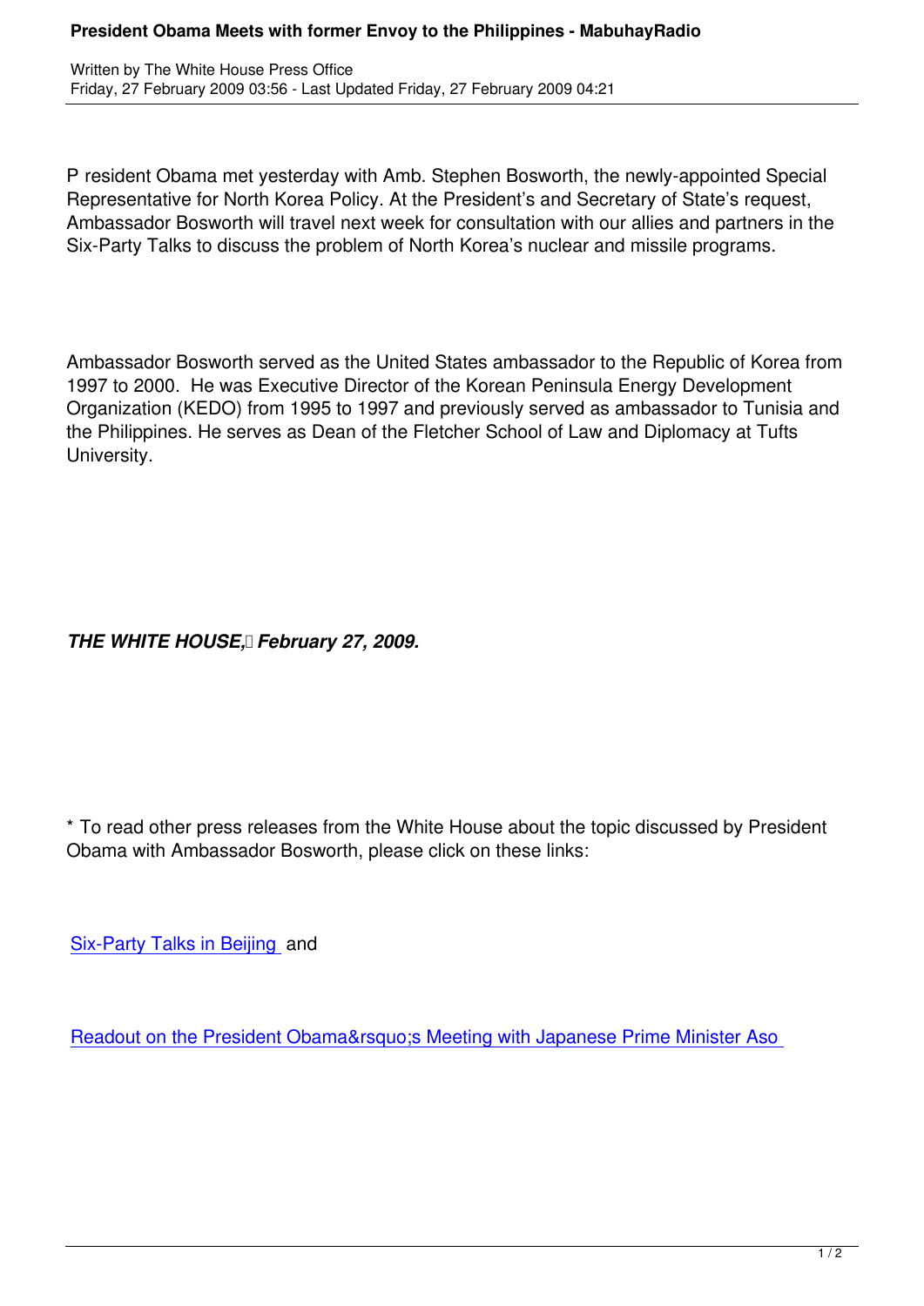P resident Obama met yesterday with Amb. Stephen Bosworth, the newly-appointed Special Representative for North Korea Policy. At the President's and Secretary of State's request, Ambassador Bosworth will travel next week for consultation with our allies and partners in the Six-Party Talks to discuss the problem of North Korea's nuclear and missile programs.

Ambassador Bosworth served as the United States ambassador to the Republic of Korea from 1997 to 2000. He was Executive Director of the Korean Peninsula Energy Development Organization (KEDO) from 1995 to 1997 and previously served as ambassador to Tunisia and the Philippines. He serves as Dean of the Fletcher School of Law and Diplomacy at Tufts University.

***THE WHITE HOUSE, February 27, 2009.***

* To read other press releases from the White House about the topic discussed by President Obama with Ambassador Bosworth, please click on these links:

Six-Party Talks in Beijing and

Readout on the President Obama&rsquo;s Meeting with Japanese Prime Minister Aso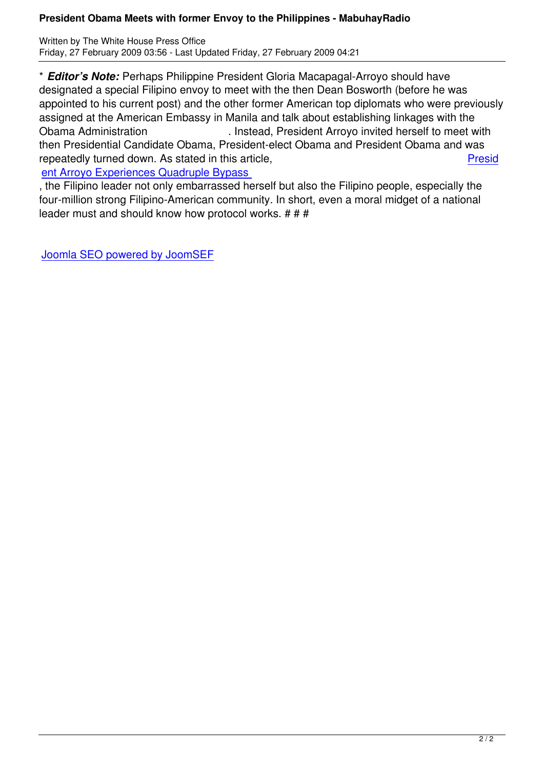* ***Editor's Note:*** Perhaps Philippine President Gloria Macapagal-Arroyo should have designated a special Filipino envoy to meet with the then Dean Bosworth (before he was appointed to his current post) and the other former American top diplomats who were previously assigned at the American Embassy in Manila and talk about establishing linkages with the Obama Administration . Instead, President Arroyo invited herself to meet with then Presidential Candidate Obama, President-elect Obama and President Obama and was repeatedly turned down. As stated in this article, President Arroyo Experiences Quadruple Bypass , the Filipino leader not only embarrassed herself but also the Filipino people, especially the four-million strong Filipino-American community. In short, even a moral midget of a national leader must and should know how protocol works. # # #

Joomla SEO powered by JoomSEF